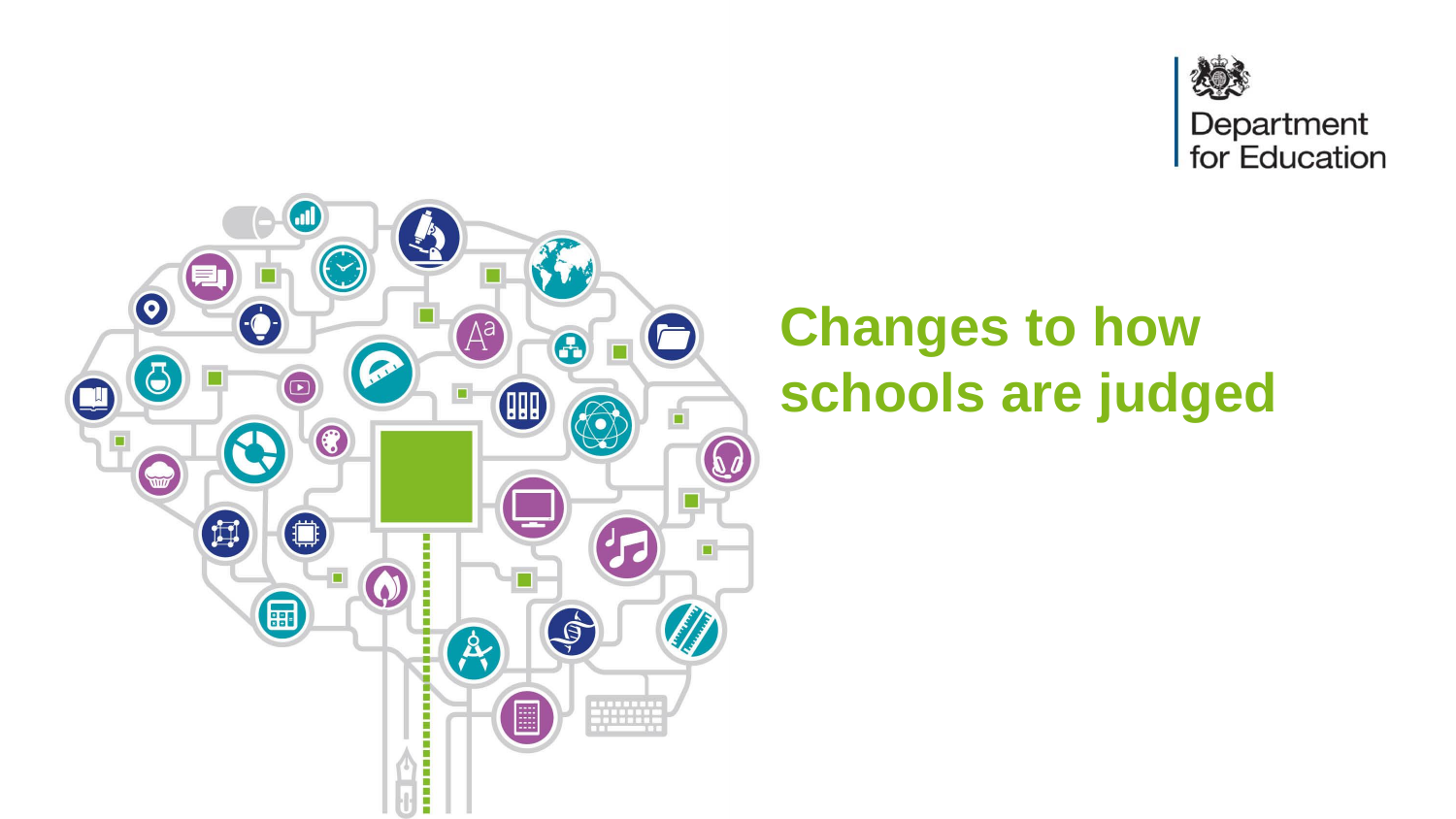Department for Education

# Changes to how schools are judged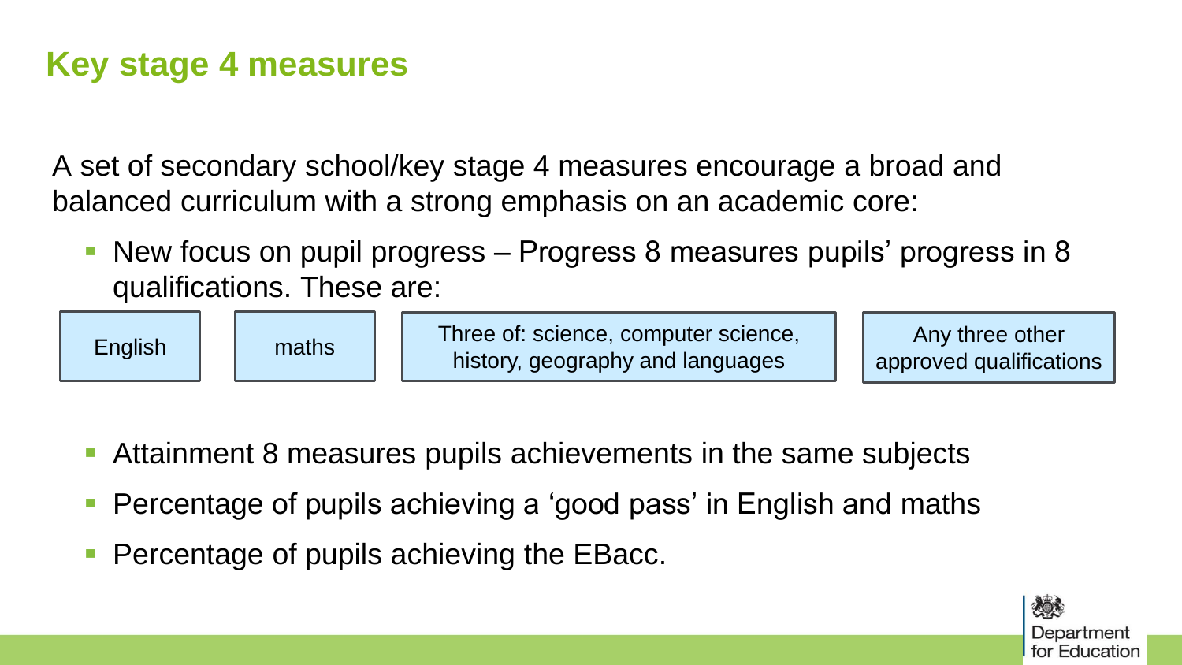## Key stage 4 measures

A set of secondary school/key stage 4 measures encourage a broad and balanced curriculum with a strong emphasis on an academic core:

- New focus on pupil progress – Progress 8 measures pupils' progress in 8 qualifications. These are:

| English | maths | Three of: science, computer science, history, geography and languages | Any three other approved qualifications |
|---|---|---|---|

- Attainment 8 measures pupils achievements in the same subjects
- Percentage of pupils achieving a 'good pass' in English and maths
- Percentage of pupils achieving the EBacc.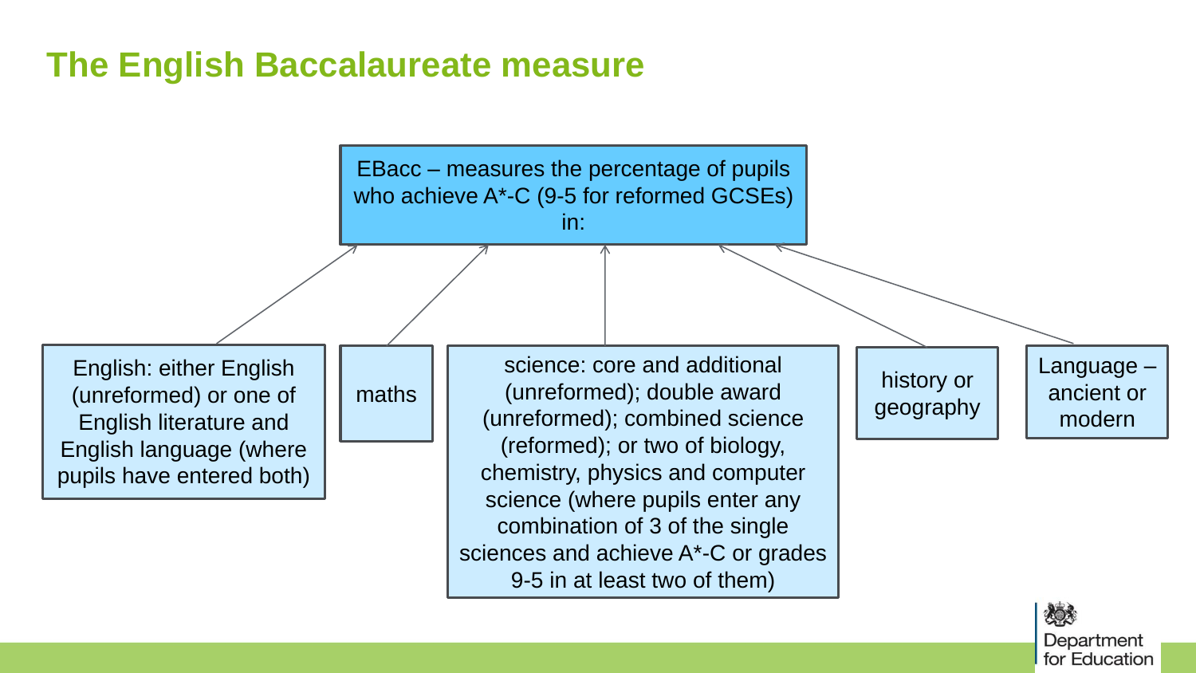## The English Baccalaureate measure

EBacc – measures the percentage of pupils who achieve A*-C (9-5 for reformed GCSEs) in:

- English: either English (unreformed) or one of English literature and English language (where pupils have entered both)
- maths
- science: core and additional (unreformed); double award (unreformed); combined science (reformed); or two of biology, chemistry, physics and computer science (where pupils enter any combination of 3 of the single sciences and achieve A*-C or grades 9-5 in at least two of them)
- history or geography
- Language – ancient or modern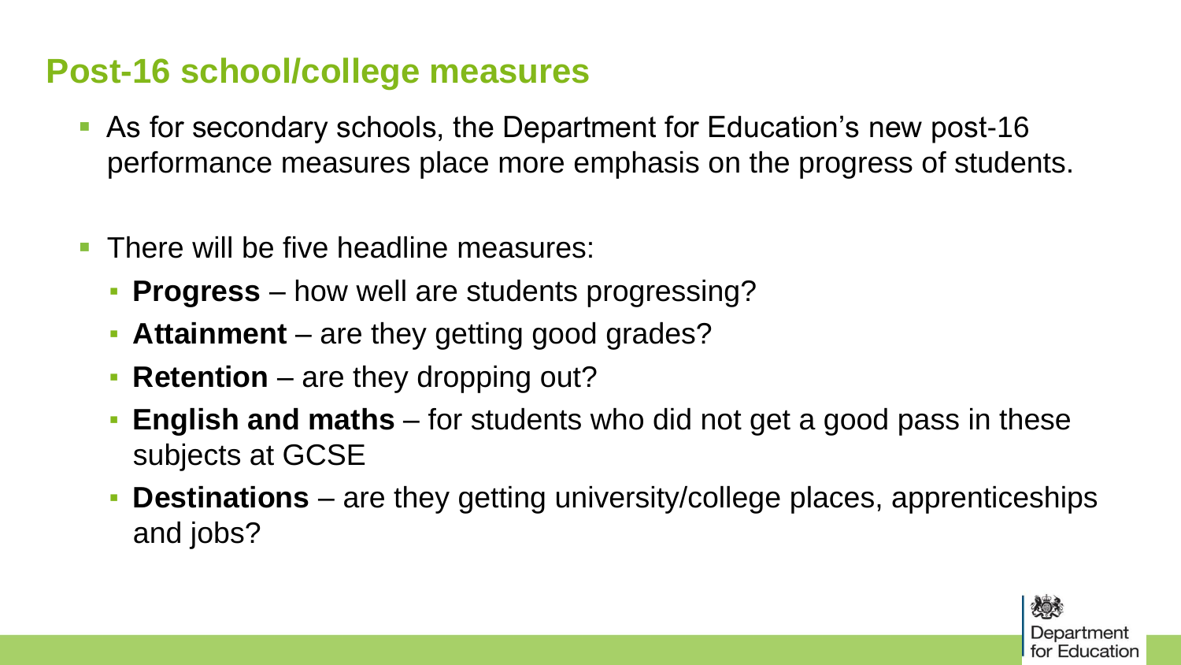## Post-16 school/college measures

- As for secondary schools, the Department for Education's new post-16 performance measures place more emphasis on the progress of students.

- There will be five headline measures:
  - **Progress** – how well are students progressing?
  - **Attainment** – are they getting good grades?
  - **Retention** – are they dropping out?
  - **English and maths** – for students who did not get a good pass in these subjects at GCSE
  - **Destinations** – are they getting university/college places, apprenticeships and jobs?

Department for Education